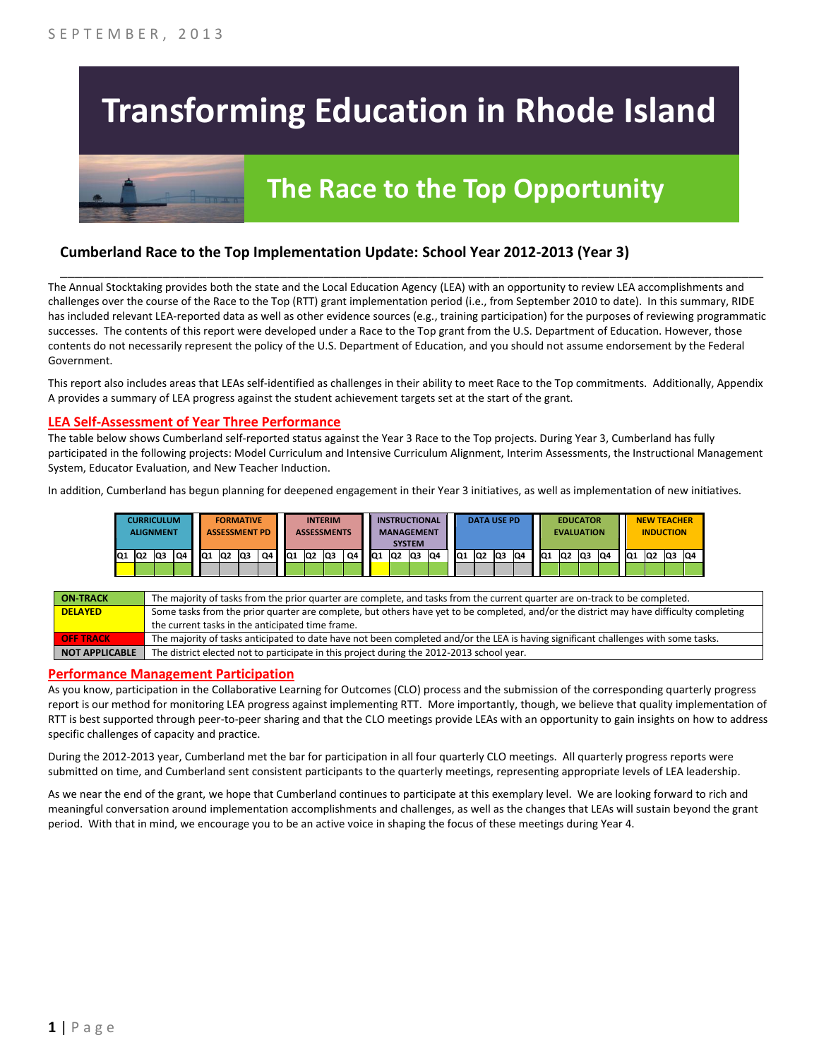SEPTEMBER, 2013

# Transforming Education in Rhode Island

## The Race to the Top Opportunity

### Cumberland Race to the Top Implementation Update: School Year 2012-2013 (Year 3)

The Annual Stocktaking provides both the state and the Local Education Agency (LEA) with an opportunity to review LEA accomplishments and challenges over the course of the Race to the Top (RTT) grant implementation period (i.e., from September 2010 to date). In this summary, RIDE has included relevant LEA-reported data as well as other evidence sources (e.g., training participation) for the purposes of reviewing programmatic successes. The contents of this report were developed under a Race to the Top grant from the U.S. Department of Education. However, those contents do not necessarily represent the policy of the U.S. Department of Education, and you should not assume endorsement by the Federal Government.

This report also includes areas that LEAs self-identified as challenges in their ability to meet Race to the Top commitments. Additionally, Appendix A provides a summary of LEA progress against the student achievement targets set at the start of the grant.

## LEA Self-Assessment of Year Three Performance

The table below shows Cumberland self-reported status against the Year 3 Race to the Top projects. During Year 3, Cumberland has fully participated in the following projects: Model Curriculum and Intensive Curriculum Alignment, Interim Assessments, the Instructional Management System, Educator Evaluation, and New Teacher Induction.

In addition, Cumberland has begun planning for deepened engagement in their Year 3 initiatives, as well as implementation of new initiatives.

| Project | Q1 | Q2 | Q3 | Q4 |
|---|---|---|---|---|
| Curriculum Alignment | Delayed | On-Track | On-Track | On-Track |
| Formative Assessment PD | Not Applicable | Not Applicable | Not Applicable | Not Applicable |
| Interim Assessments | On-Track | On-Track | On-Track | On-Track |
| Instructional Management System | Delayed | On-Track | On-Track | On-Track |
| Data Use PD | Not Applicable | Not Applicable | Not Applicable | Not Applicable |
| Educator Evaluation | On-Track | On-Track | On-Track | On-Track |
| New Teacher Induction | On-Track | On-Track | On-Track | On-Track |

| Status | Description |
|---|---|
| ON-TRACK | The majority of tasks from the prior quarter are complete, and tasks from the current quarter are on-track to be completed. |
| DELAYED | Some tasks from the prior quarter are complete, but others have yet to be completed, and/or the district may have difficulty completing the current tasks in the anticipated time frame. |
| OFF TRACK | The majority of tasks anticipated to date have not been completed and/or the LEA is having significant challenges with some tasks. |
| NOT APPLICABLE | The district elected not to participate in this project during the 2012-2013 school year. |

## Performance Management Participation

As you know, participation in the Collaborative Learning for Outcomes (CLO) process and the submission of the corresponding quarterly progress report is our method for monitoring LEA progress against implementing RTT. More importantly, though, we believe that quality implementation of RTT is best supported through peer-to-peer sharing and that the CLO meetings provide LEAs with an opportunity to gain insights on how to address specific challenges of capacity and practice.

During the 2012-2013 year, Cumberland met the bar for participation in all four quarterly CLO meetings. All quarterly progress reports were submitted on time, and Cumberland sent consistent participants to the quarterly meetings, representing appropriate levels of LEA leadership.

As we near the end of the grant, we hope that Cumberland continues to participate at this exemplary level. We are looking forward to rich and meaningful conversation around implementation accomplishments and challenges, as well as the changes that LEAs will sustain beyond the grant period. With that in mind, we encourage you to be an active voice in shaping the focus of these meetings during Year 4.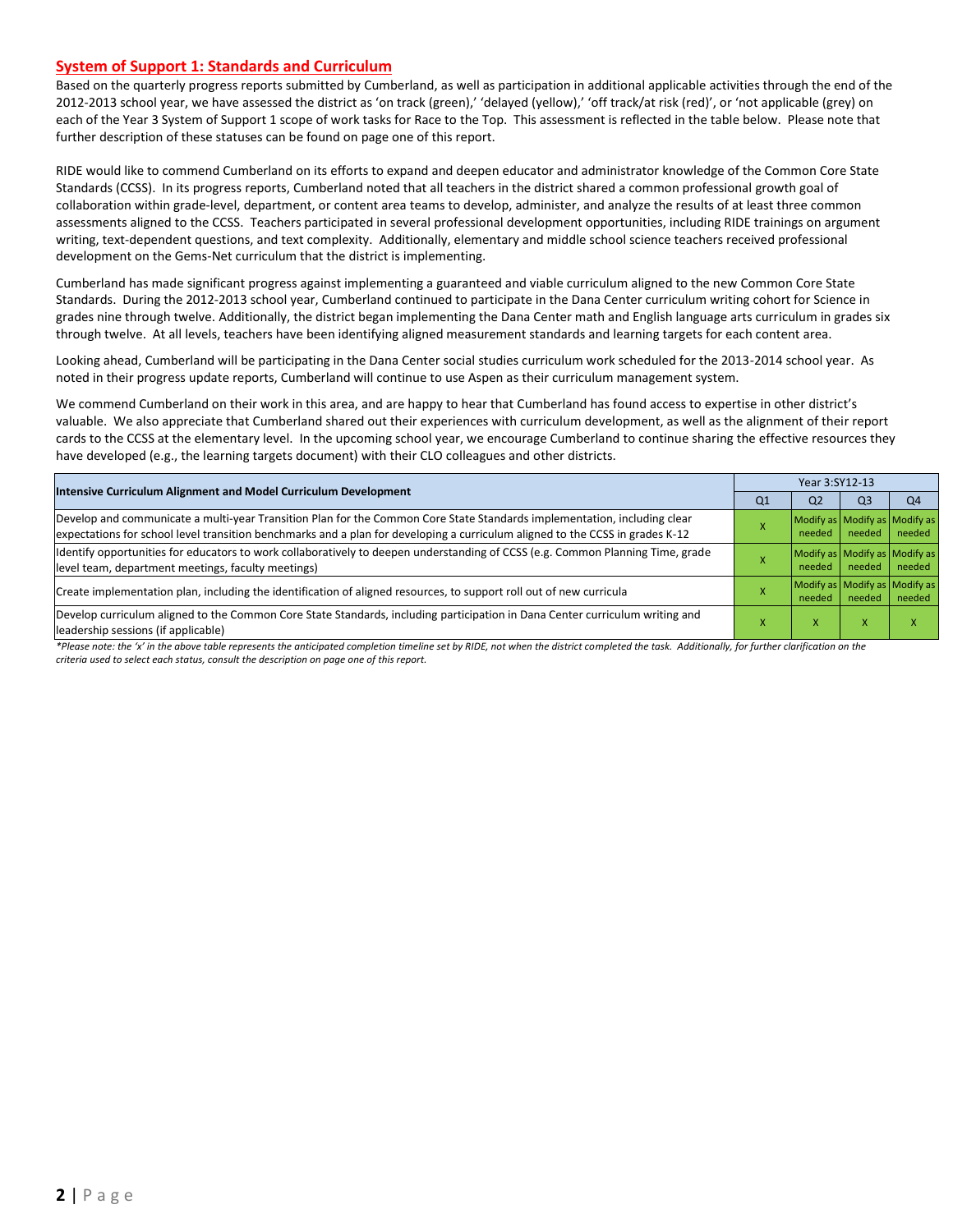## System of Support 1: Standards and Curriculum

Based on the quarterly progress reports submitted by Cumberland, as well as participation in additional applicable activities through the end of the 2012-2013 school year, we have assessed the district as 'on track (green),' 'delayed (yellow),' 'off track/at risk (red)', or 'not applicable (grey) on each of the Year 3 System of Support 1 scope of work tasks for Race to the Top. This assessment is reflected in the table below. Please note that further description of these statuses can be found on page one of this report.

RIDE would like to commend Cumberland on its efforts to expand and deepen educator and administrator knowledge of the Common Core State Standards (CCSS). In its progress reports, Cumberland noted that all teachers in the district shared a common professional growth goal of collaboration within grade-level, department, or content area teams to develop, administer, and analyze the results of at least three common assessments aligned to the CCSS. Teachers participated in several professional development opportunities, including RIDE trainings on argument writing, text-dependent questions, and text complexity. Additionally, elementary and middle school science teachers received professional development on the Gems-Net curriculum that the district is implementing.

Cumberland has made significant progress against implementing a guaranteed and viable curriculum aligned to the new Common Core State Standards. During the 2012-2013 school year, Cumberland continued to participate in the Dana Center curriculum writing cohort for Science in grades nine through twelve. Additionally, the district began implementing the Dana Center math and English language arts curriculum in grades six through twelve. At all levels, teachers have been identifying aligned measurement standards and learning targets for each content area.

Looking ahead, Cumberland will be participating in the Dana Center social studies curriculum work scheduled for the 2013-2014 school year. As noted in their progress update reports, Cumberland will continue to use Aspen as their curriculum management system.

We commend Cumberland on their work in this area, and are happy to hear that Cumberland has found access to expertise in other district's valuable. We also appreciate that Cumberland shared out their experiences with curriculum development, as well as the alignment of their report cards to the CCSS at the elementary level. In the upcoming school year, we encourage Cumberland to continue sharing the effective resources they have developed (e.g., the learning targets document) with their CLO colleagues and other districts.

| Intensive Curriculum Alignment and Model Curriculum Development | Year 3:SY12-13 | | | |
|---|---|---|---|---|
| | Q1 | Q2 | Q3 | Q4 |
| Develop and communicate a multi-year Transition Plan for the Common Core State Standards implementation, including clear expectations for school level transition benchmarks and a plan for developing a curriculum aligned to the CCSS in grades K-12 | X | Modify as needed | Modify as needed | Modify as needed |
| Identify opportunities for educators to work collaboratively to deepen understanding of CCSS (e.g. Common Planning Time, grade level team, department meetings, faculty meetings) | X | Modify as needed | Modify as needed | Modify as needed |
| Create implementation plan, including the identification of aligned resources, to support roll out of new curricula | X | Modify as needed | Modify as needed | Modify as needed |
| Develop curriculum aligned to the Common Core State Standards, including participation in Dana Center curriculum writing and leadership sessions (if applicable) | X | X | X | X |

*Please note: the 'x' in the above table represents the anticipated completion timeline set by RIDE, not when the district completed the task. Additionally, for further clarification on the criteria used to select each status, consult the description on page one of this report.*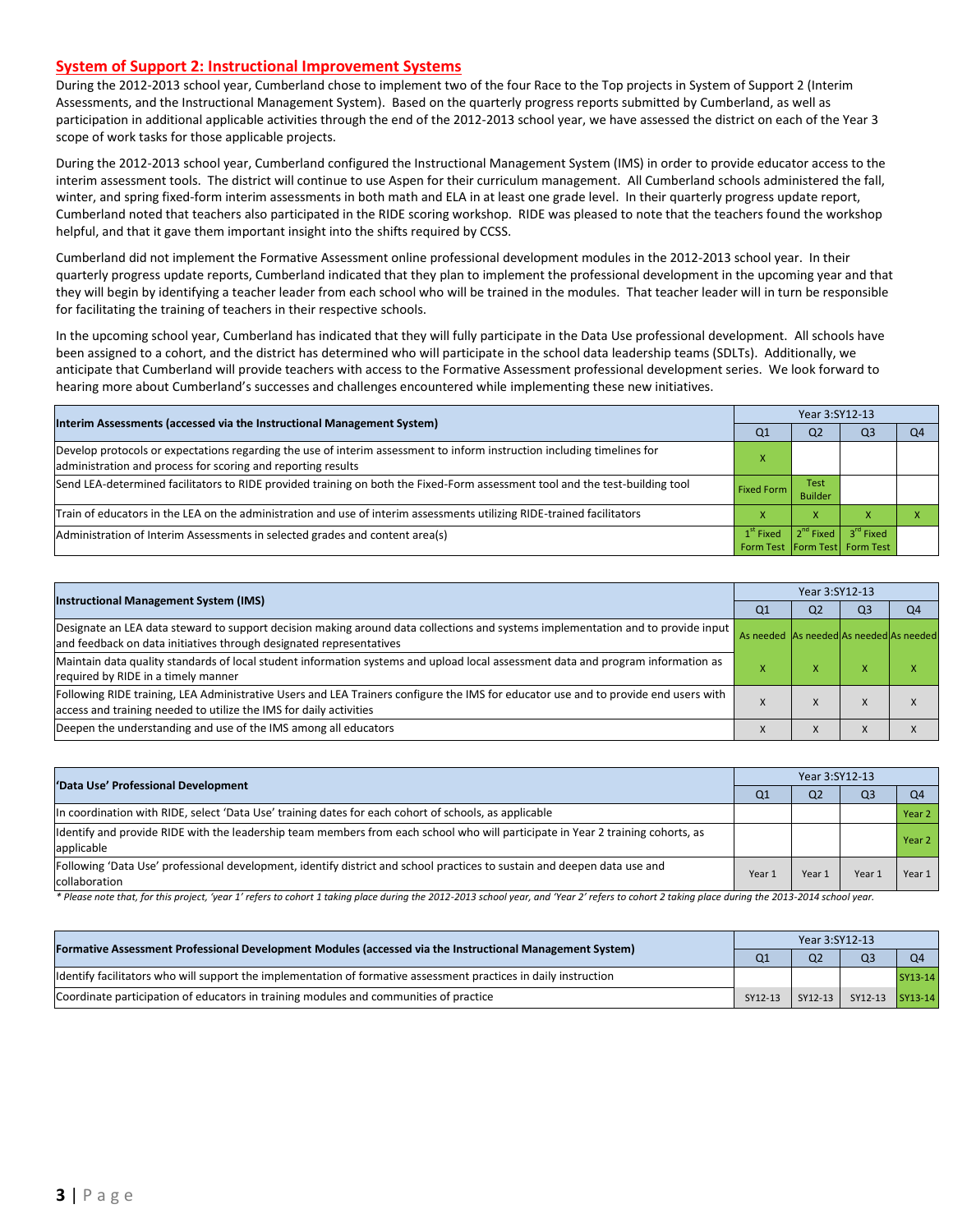## System of Support 2: Instructional Improvement Systems

During the 2012-2013 school year, Cumberland chose to implement two of the four Race to the Top projects in System of Support 2 (Interim Assessments, and the Instructional Management System). Based on the quarterly progress reports submitted by Cumberland, as well as participation in additional applicable activities through the end of the 2012-2013 school year, we have assessed the district on each of the Year 3 scope of work tasks for those applicable projects.

During the 2012-2013 school year, Cumberland configured the Instructional Management System (IMS) in order to provide educator access to the interim assessment tools. The district will continue to use Aspen for their curriculum management. All Cumberland schools administered the fall, winter, and spring fixed-form interim assessments in both math and ELA in at least one grade level. In their quarterly progress update report, Cumberland noted that teachers also participated in the RIDE scoring workshop. RIDE was pleased to note that the teachers found the workshop helpful, and that it gave them important insight into the shifts required by CCSS.

Cumberland did not implement the Formative Assessment online professional development modules in the 2012-2013 school year. In their quarterly progress update reports, Cumberland indicated that they plan to implement the professional development in the upcoming year and that they will begin by identifying a teacher leader from each school who will be trained in the modules. That teacher leader will in turn be responsible for facilitating the training of teachers in their respective schools.

In the upcoming school year, Cumberland has indicated that they will fully participate in the Data Use professional development. All schools have been assigned to a cohort, and the district has determined who will participate in the school data leadership teams (SDLTs). Additionally, we anticipate that Cumberland will provide teachers with access to the Formative Assessment professional development series. We look forward to hearing more about Cumberland's successes and challenges encountered while implementing these new initiatives.

| Interim Assessments (accessed via the Instructional Management System) | Year 3:SY12-13 | | | |
|---|---|---|---|---|
| | Q1 | Q2 | Q3 | Q4 |
| Develop protocols or expectations regarding the use of interim assessment to inform instruction including timelines for administration and process for scoring and reporting results | X | | | |
| Send LEA-determined facilitators to RIDE provided training on both the Fixed-Form assessment tool and the test-building tool | Fixed Form | Test Builder | | |
| Train of educators in the LEA on the administration and use of interim assessments utilizing RIDE-trained facilitators | X | X | X | X |
| Administration of Interim Assessments in selected grades and content area(s) | 1st Fixed Form Test | 2nd Fixed Form Test | 3rd Fixed Form Test | |

| Instructional Management System (IMS) | Year 3:SY12-13 | | | |
|---|---|---|---|---|
| | Q1 | Q2 | Q3 | Q4 |
| Designate an LEA data steward to support decision making around data collections and systems implementation and to provide input and feedback on data initiatives through designated representatives | As needed | As needed | As needed | As needed |
| Maintain data quality standards of local student information systems and upload local assessment data and program information as required by RIDE in a timely manner | X | X | X | X |
| Following RIDE training, LEA Administrative Users and LEA Trainers configure the IMS for educator use and to provide end users with access and training needed to utilize the IMS for daily activities | X | X | X | X |
| Deepen the understanding and use of the IMS among all educators | X | X | X | X |

| 'Data Use' Professional Development | Year 3:SY12-13 | | | |
|---|---|---|---|---|
| | Q1 | Q2 | Q3 | Q4 |
| In coordination with RIDE, select 'Data Use' training dates for each cohort of schools, as applicable | | | | Year 2 |
| Identify and provide RIDE with the leadership team members from each school who will participate in Year 2 training cohorts, as applicable | | | | Year 2 |
| Following 'Data Use' professional development, identify district and school practices to sustain and deepen data use and collaboration | Year 1 | Year 1 | Year 1 | Year 1 |

* Please note that, for this project, 'year 1' refers to cohort 1 taking place during the 2012-2013 school year, and 'Year 2' refers to cohort 2 taking place during the 2013-2014 school year.

| Formative Assessment Professional Development Modules (accessed via the Instructional Management System) | Year 3:SY12-13 | | | |
|---|---|---|---|---|
| | Q1 | Q2 | Q3 | Q4 |
| Identify facilitators who will support the implementation of formative assessment practices in daily instruction | | | | SY13-14 |
| Coordinate participation of educators in training modules and communities of practice | SY12-13 | SY12-13 | SY12-13 | SY13-14 |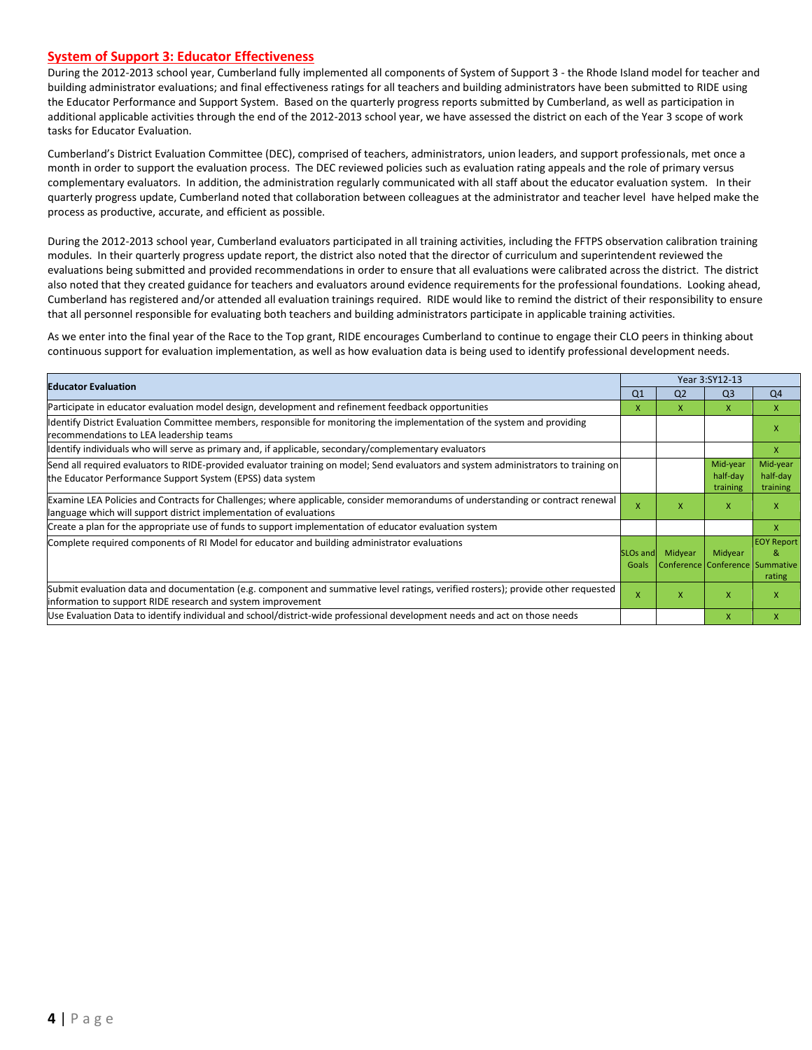## System of Support 3: Educator Effectiveness

During the 2012-2013 school year, Cumberland fully implemented all components of System of Support 3 - the Rhode Island model for teacher and building administrator evaluations; and final effectiveness ratings for all teachers and building administrators have been submitted to RIDE using the Educator Performance and Support System. Based on the quarterly progress reports submitted by Cumberland, as well as participation in additional applicable activities through the end of the 2012-2013 school year, we have assessed the district on each of the Year 3 scope of work tasks for Educator Evaluation.

Cumberland's District Evaluation Committee (DEC), comprised of teachers, administrators, union leaders, and support professionals, met once a month in order to support the evaluation process. The DEC reviewed policies such as evaluation rating appeals and the role of primary versus complementary evaluators. In addition, the administration regularly communicated with all staff about the educator evaluation system. In their quarterly progress update, Cumberland noted that collaboration between colleagues at the administrator and teacher level have helped make the process as productive, accurate, and efficient as possible.

During the 2012-2013 school year, Cumberland evaluators participated in all training activities, including the FFTPS observation calibration training modules. In their quarterly progress update report, the district also noted that the director of curriculum and superintendent reviewed the evaluations being submitted and provided recommendations in order to ensure that all evaluations were calibrated across the district. The district also noted that they created guidance for teachers and evaluators around evidence requirements for the professional foundations. Looking ahead, Cumberland has registered and/or attended all evaluation trainings required. RIDE would like to remind the district of their responsibility to ensure that all personnel responsible for evaluating both teachers and building administrators participate in applicable training activities.

As we enter into the final year of the Race to the Top grant, RIDE encourages Cumberland to continue to engage their CLO peers in thinking about continuous support for evaluation implementation, as well as how evaluation data is being used to identify professional development needs.

| Educator Evaluation | Year 3:SY12-13 | | | |
|---|---|---|---|---|
| | Q1 | Q2 | Q3 | Q4 |
| Participate in educator evaluation model design, development and refinement feedback opportunities | X | X | X | X |
| Identify District Evaluation Committee members, responsible for monitoring the implementation of the system and providing recommendations to LEA leadership teams | | | | X |
| Identify individuals who will serve as primary and, if applicable, secondary/complementary evaluators | | | | X |
| Send all required evaluators to RIDE-provided evaluator training on model; Send evaluators and system administrators to training on the Educator Performance Support System (EPSS) data system | | | Mid-year half-day training | Mid-year half-day training |
| Examine LEA Policies and Contracts for Challenges; where applicable, consider memorandums of understanding or contract renewal language which will support district implementation of evaluations | X | X | X | X |
| Create a plan for the appropriate use of funds to support implementation of educator evaluation system | | | | X |
| Complete required components of RI Model for educator and building administrator evaluations | SLOs and Goals | Midyear Conference | Midyear Conference | EOY Report & Summative rating |
| Submit evaluation data and documentation (e.g. component and summative level ratings, verified rosters); provide other requested information to support RIDE research and system improvement | X | X | X | X |
| Use Evaluation Data to identify individual and school/district-wide professional development needs and act on those needs | | | X | X |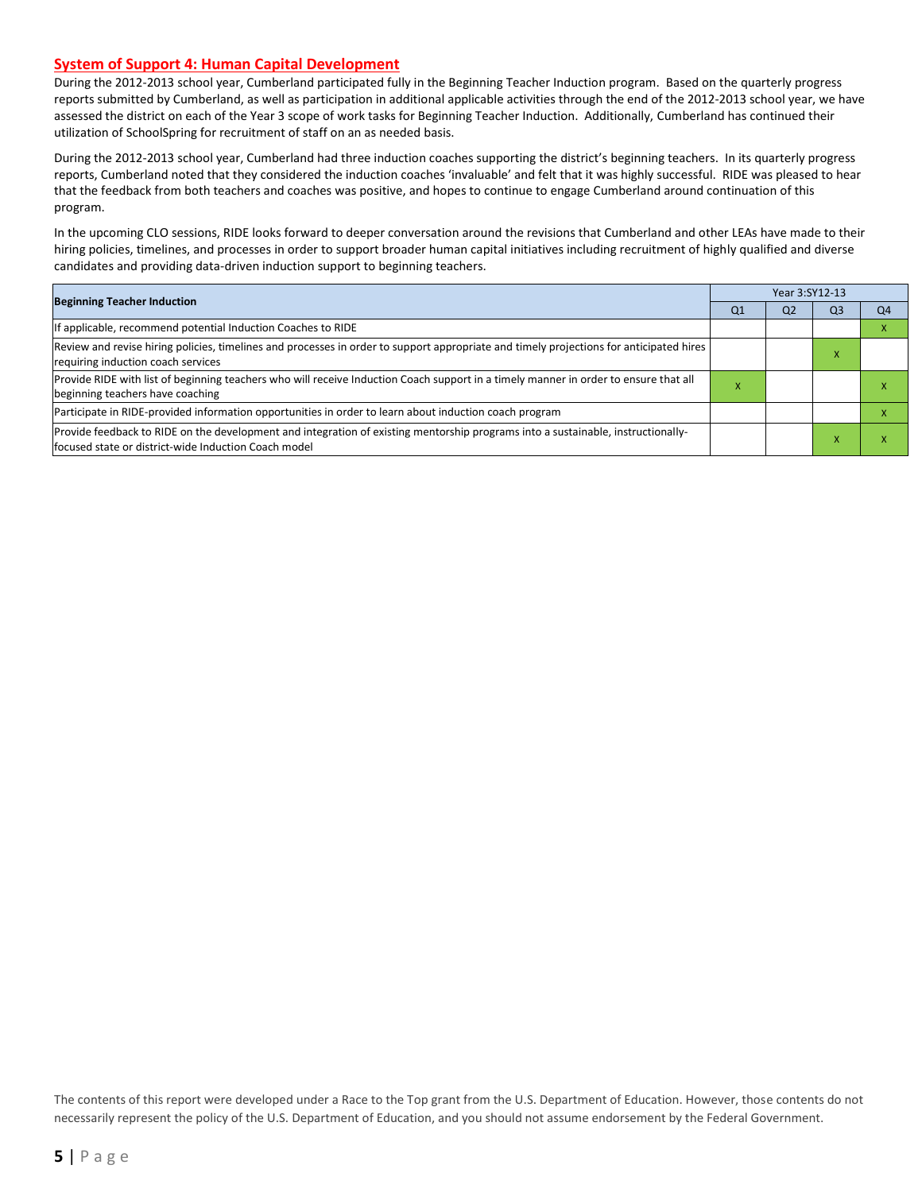## System of Support 4: Human Capital Development

During the 2012-2013 school year, Cumberland participated fully in the Beginning Teacher Induction program. Based on the quarterly progress reports submitted by Cumberland, as well as participation in additional applicable activities through the end of the 2012-2013 school year, we have assessed the district on each of the Year 3 scope of work tasks for Beginning Teacher Induction. Additionally, Cumberland has continued their utilization of SchoolSpring for recruitment of staff on an as needed basis.

During the 2012-2013 school year, Cumberland had three induction coaches supporting the district's beginning teachers. In its quarterly progress reports, Cumberland noted that they considered the induction coaches 'invaluable' and felt that it was highly successful. RIDE was pleased to hear that the feedback from both teachers and coaches was positive, and hopes to continue to engage Cumberland around continuation of this program.

In the upcoming CLO sessions, RIDE looks forward to deeper conversation around the revisions that Cumberland and other LEAs have made to their hiring policies, timelines, and processes in order to support broader human capital initiatives including recruitment of highly qualified and diverse candidates and providing data-driven induction support to beginning teachers.

| Beginning Teacher Induction | Year 3:SY12-13 | | | |
|---|---|---|---|---|
| | Q1 | Q2 | Q3 | Q4 |
| If applicable, recommend potential Induction Coaches to RIDE | | | | X |
| Review and revise hiring policies, timelines and processes in order to support appropriate and timely projections for anticipated hires requiring induction coach services | | | X | |
| Provide RIDE with list of beginning teachers who will receive Induction Coach support in a timely manner in order to ensure that all beginning teachers have coaching | X | | | X |
| Participate in RIDE-provided information opportunities in order to learn about induction coach program | | | | X |
| Provide feedback to RIDE on the development and integration of existing mentorship programs into a sustainable, instructionally-focused state or district-wide Induction Coach model | | | X | X |

The contents of this report were developed under a Race to the Top grant from the U.S. Department of Education. However, those contents do not necessarily represent the policy of the U.S. Department of Education, and you should not assume endorsement by the Federal Government.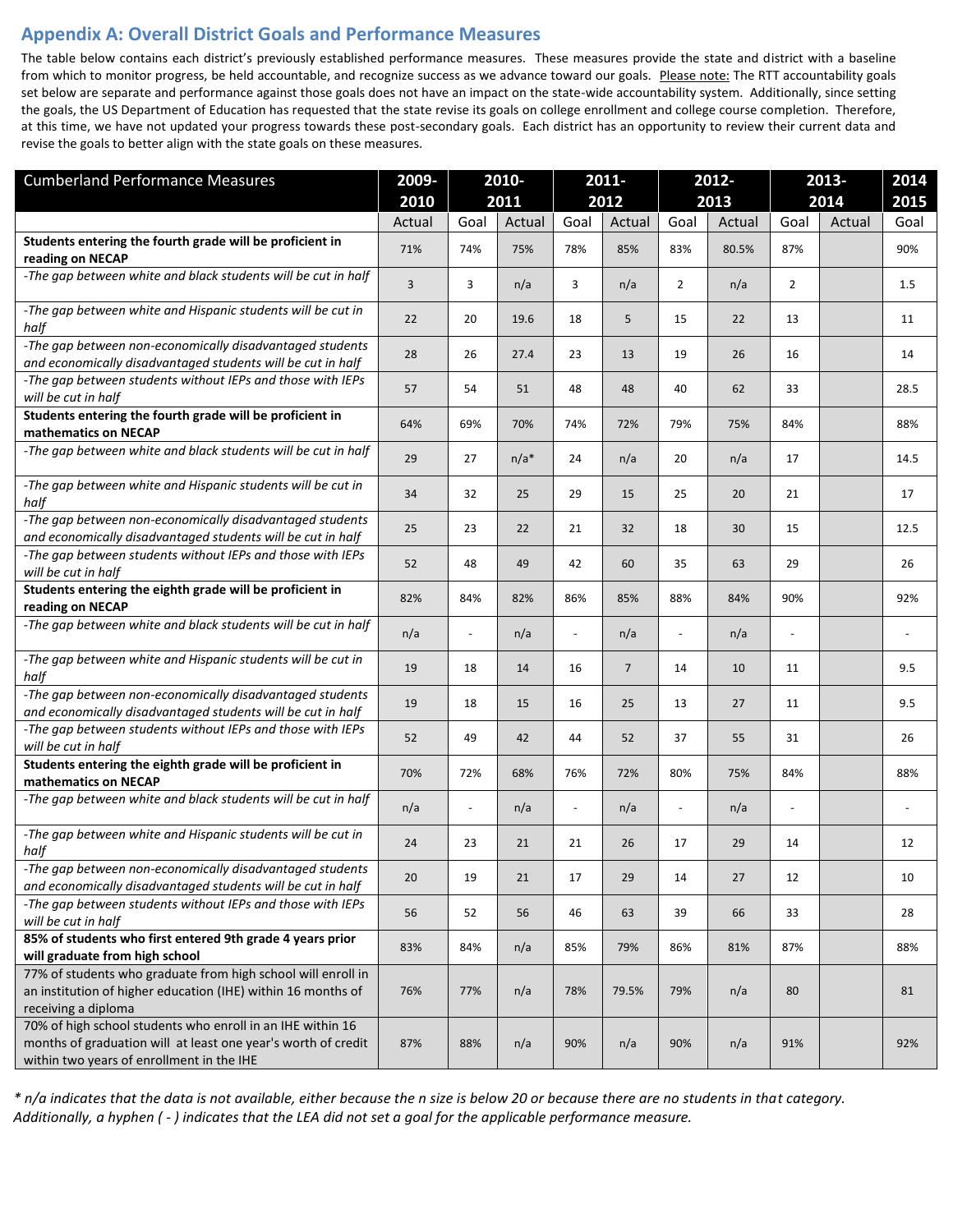## Appendix A: Overall District Goals and Performance Measures

The table below contains each district's previously established performance measures. These measures provide the state and district with a baseline from which to monitor progress, be held accountable, and recognize success as we advance toward our goals. Please note: The RTT accountability goals set below are separate and performance against those goals does not have an impact on the state-wide accountability system. Additionally, since setting the goals, the US Department of Education has requested that the state revise its goals on college enrollment and college course completion. Therefore, at this time, we have not updated your progress towards these post-secondary goals. Each district has an opportunity to review their current data and revise the goals to better align with the state goals on these measures.

| Cumberland Performance Measures | 2009-2010 | 2010-2011 | | 2011-2012 | | 2012-2013 | | 2013-2014 | | 2014 2015 |
|---|---|---|---|---|---|---|---|---|---|---|
| | Actual | Goal | Actual | Goal | Actual | Goal | Actual | Goal | Actual | Goal |
| **Students entering the fourth grade will be proficient in reading on NECAP** | 71% | 74% | 75% | 78% | 85% | 83% | 80.5% | 87% | | 90% |
| *-The gap between white and black students will be cut in half* | 3 | 3 | n/a | 3 | n/a | 2 | n/a | 2 | | 1.5 |
| *-The gap between white and Hispanic students will be cut in half* | 22 | 20 | 19.6 | 18 | 5 | 15 | 22 | 13 | | 11 |
| *-The gap between non-economically disadvantaged students and economically disadvantaged students will be cut in half* | 28 | 26 | 27.4 | 23 | 13 | 19 | 26 | 16 | | 14 |
| *-The gap between students without IEPs and those with IEPs will be cut in half* | 57 | 54 | 51 | 48 | 48 | 40 | 62 | 33 | | 28.5 |
| **Students entering the fourth grade will be proficient in mathematics on NECAP** | 64% | 69% | 70% | 74% | 72% | 79% | 75% | 84% | | 88% |
| *-The gap between white and black students will be cut in half* | 29 | 27 | n/a* | 24 | n/a | 20 | n/a | 17 | | 14.5 |
| *-The gap between white and Hispanic students will be cut in half* | 34 | 32 | 25 | 29 | 15 | 25 | 20 | 21 | | 17 |
| *-The gap between non-economically disadvantaged students and economically disadvantaged students will be cut in half* | 25 | 23 | 22 | 21 | 32 | 18 | 30 | 15 | | 12.5 |
| *-The gap between students without IEPs and those with IEPs will be cut in half* | 52 | 48 | 49 | 42 | 60 | 35 | 63 | 29 | | 26 |
| **Students entering the eighth grade will be proficient in reading on NECAP** | 82% | 84% | 82% | 86% | 85% | 88% | 84% | 90% | | 92% |
| *-The gap between white and black students will be cut in half* | n/a | - | n/a | - | n/a | - | n/a | - | | - |
| *-The gap between white and Hispanic students will be cut in half* | 19 | 18 | 14 | 16 | 7 | 14 | 10 | 11 | | 9.5 |
| *-The gap between non-economically disadvantaged students and economically disadvantaged students will be cut in half* | 19 | 18 | 15 | 16 | 25 | 13 | 27 | 11 | | 9.5 |
| *-The gap between students without IEPs and those with IEPs will be cut in half* | 52 | 49 | 42 | 44 | 52 | 37 | 55 | 31 | | 26 |
| **Students entering the eighth grade will be proficient in mathematics on NECAP** | 70% | 72% | 68% | 76% | 72% | 80% | 75% | 84% | | 88% |
| *-The gap between white and black students will be cut in half* | n/a | - | n/a | - | n/a | - | n/a | - | | - |
| *-The gap between white and Hispanic students will be cut in half* | 24 | 23 | 21 | 21 | 26 | 17 | 29 | 14 | | 12 |
| *-The gap between non-economically disadvantaged students and economically disadvantaged students will be cut in half* | 20 | 19 | 21 | 17 | 29 | 14 | 27 | 12 | | 10 |
| *-The gap between students without IEPs and those with IEPs will be cut in half* | 56 | 52 | 56 | 46 | 63 | 39 | 66 | 33 | | 28 |
| **85% of students who first entered 9th grade 4 years prior will graduate from high school** | 83% | 84% | n/a | 85% | 79% | 86% | 81% | 87% | | 88% |
| 77% of students who graduate from high school will enroll in an institution of higher education (IHE) within 16 months of receiving a diploma | 76% | 77% | n/a | 78% | 79.5% | 79% | n/a | 80 | | 81 |
| 70% of high school students who enroll in an IHE within 16 months of graduation will at least one year's worth of credit within two years of enrollment in the IHE | 87% | 88% | n/a | 90% | n/a | 90% | n/a | 91% | | 92% |

*\* n/a indicates that the data is not available, either because the n size is below 20 or because there are no students in that category. Additionally, a hyphen ( - ) indicates that the LEA did not set a goal for the applicable performance measure.*